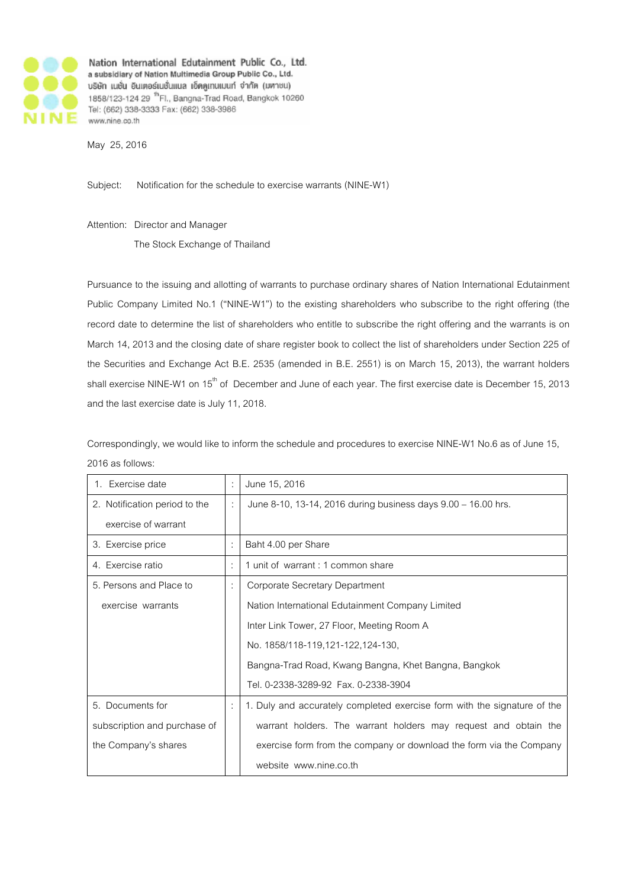Nation International Edutainment Public Co., Ltd.
a subsidiary of Nation Multimedia Group Public Co., Ltd.
บริษัท เนชั่น อินเตอร์เนชั่นแนล เอ็ดดูเทนเมนท์ จำกัด (มหาชน)
1858/123-124 29[th] Fl., Bangna-Trad Road, Bangkok 10260
Tel: (662) 338-3333 Fax: (662) 338-3986
www.nine.co.th

May 25, 2016

Subject: Notification for the schedule to exercise warrants (NINE-W1)

Attention: Director and Manager
The Stock Exchange of Thailand

Pursuance to the issuing and allotting of warrants to purchase ordinary shares of Nation International Edutainment Public Company Limited No.1 ("NINE-W1") to the existing shareholders who subscribe to the right offering (the record date to determine the list of shareholders who entitle to subscribe the right offering and the warrants is on March 14, 2013 and the closing date of share register book to collect the list of shareholders under Section 225 of the Securities and Exchange Act B.E. 2535 (amended in B.E. 2551) is on March 15, 2013), the warrant holders shall exercise NINE-W1 on 15[th] of December and June of each year. The first exercise date is December 15, 2013 and the last exercise date is July 11, 2018.

Correspondingly, we would like to inform the schedule and procedures to exercise NINE-W1 No.6 as of June 15, 2016 as follows:

| | | |
|---|---|---|
| 1. Exercise date | : | June 15, 2016 |
| 2. Notification period to the exercise of warrant | : | June 8-10, 13-14, 2016 during business days 9.00 – 16.00 hrs. |
| 3. Exercise price | : | Baht 4.00 per Share |
| 4. Exercise ratio | : | 1 unit of warrant : 1 common share |
| 5. Persons and Place to exercise warrants | : | Corporate Secretary Department<br>Nation International Edutainment Company Limited<br>Inter Link Tower, 27 Floor, Meeting Room A<br>No. 1858/118-119,121-122,124-130,<br>Bangna-Trad Road, Kwang Bangna, Khet Bangna, Bangkok<br>Tel. 0-2338-3289-92 Fax. 0-2338-3904 |
| 5. Documents for subscription and purchase of the Company's shares | : | 1. Duly and accurately completed exercise form with the signature of the warrant holders. The warrant holders may request and obtain the exercise form from the company or download the form via the Company website www.nine.co.th |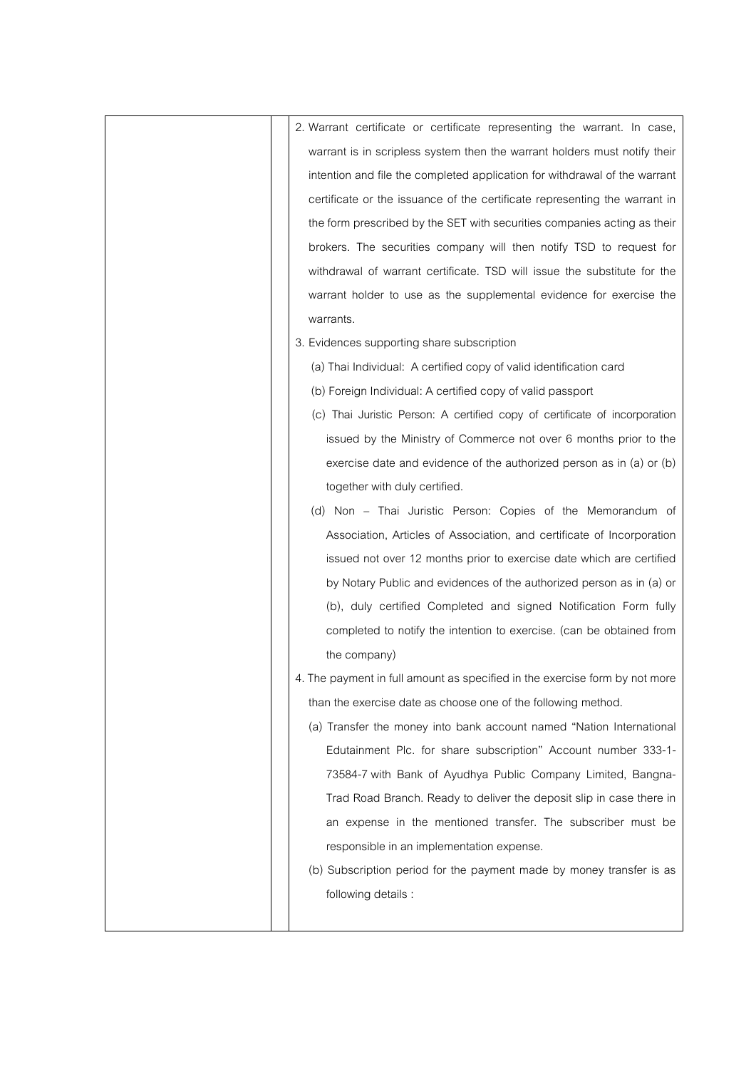| | |
|---|---|
| | 2. Warrant certificate or certificate representing the warrant. In case, warrant is in scripless system then the warrant holders must notify their intention and file the completed application for withdrawal of the warrant certificate or the issuance of the certificate representing the warrant in the form prescribed by the SET with securities companies acting as their brokers. The securities company will then notify TSD to request for withdrawal of warrant certificate. TSD will issue the substitute for the warrant holder to use as the supplemental evidence for exercise the warrants.<br>3. Evidences supporting share subscription<br>(a) Thai Individual: A certified copy of valid identification card<br>(b) Foreign Individual: A certified copy of valid passport<br>(c) Thai Juristic Person: A certified copy of certificate of incorporation issued by the Ministry of Commerce not over 6 months prior to the exercise date and evidence of the authorized person as in (a) or (b) together with duly certified.<br>(d) Non – Thai Juristic Person: Copies of the Memorandum of Association, Articles of Association, and certificate of Incorporation issued not over 12 months prior to exercise date which are certified by Notary Public and evidences of the authorized person as in (a) or (b), duly certified Completed and signed Notification Form fully completed to notify the intention to exercise. (can be obtained from the company)<br>4. The payment in full amount as specified in the exercise form by not more than the exercise date as choose one of the following method.<br>(a) Transfer the money into bank account named "Nation International Edutainment Plc. for share subscription" Account number 333-1-73584-7 with Bank of Ayudhya Public Company Limited, Bangna-Trad Road Branch. Ready to deliver the deposit slip in case there in an expense in the mentioned transfer. The subscriber must be responsible in an implementation expense.<br>(b) Subscription period for the payment made by money transfer is as following details : |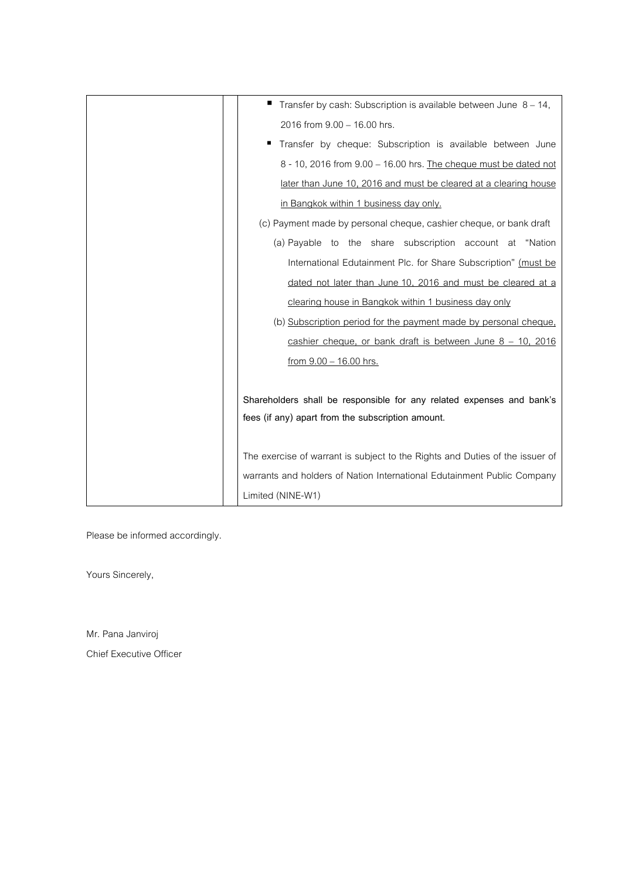| | | |
|---|---|---|
| | | ▪ Transfer by cash: Subscription is available between June 8 – 14, 2016 from 9.00 – 16.00 hrs.<br>▪ Transfer by cheque: Subscription is available between June 8 - 10, 2016 from 9.00 – 16.00 hrs. <u>The cheque must be dated not later than June 10, 2016 and must be cleared at a clearing house in Bangkok within 1 business day only.</u><br>(c) Payment made by personal cheque, cashier cheque, or bank draft<br>(a) Payable to the share subscription account at "Nation International Edutainment Plc. for Share Subscription" <u>(must be dated not later than June 10, 2016 and must be cleared at a clearing house in Bangkok within 1 business day only</u><br>(b) <u>Subscription period for the payment made by personal cheque, cashier cheque, or bank draft is between June 8 – 10, 2016 from 9.00 – 16.00 hrs.</u><br><br>**Shareholders shall be responsible for any related expenses and bank's fees (if any) apart from the subscription amount.**<br><br>The exercise of warrant is subject to the Rights and Duties of the issuer of warrants and holders of Nation International Edutainment Public Company Limited (NINE-W1) |

Please be informed accordingly.

Yours Sincerely,

Mr. Pana Janviroj

Chief Executive Officer